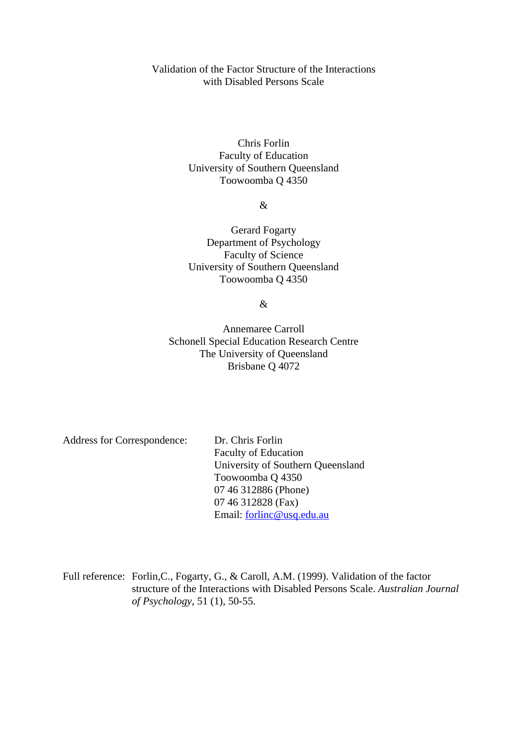# Validation of the Factor Structure of the Interactions with Disabled Persons Scale

Chris Forlin
Faculty of Education
University of Southern Queensland
Toowoomba Q 4350

&

Gerard Fogarty
Department of Psychology
Faculty of Science
University of Southern Queensland
Toowoomba Q 4350

&

Annemaree Carroll
Schonell Special Education Research Centre
The University of Queensland
Brisbane Q 4072

Address for Correspondence:

Dr. Chris Forlin
Faculty of Education
University of Southern Queensland
Toowoomba Q 4350
07 46 312886 (Phone)
07 46 312828 (Fax)
Email: forlinc@usq.edu.au

Full reference: Forlin,C., Fogarty, G., & Caroll, A.M. (1999). Validation of the factor structure of the Interactions with Disabled Persons Scale. *Australian Journal of Psychology*, 51 (1), 50-55.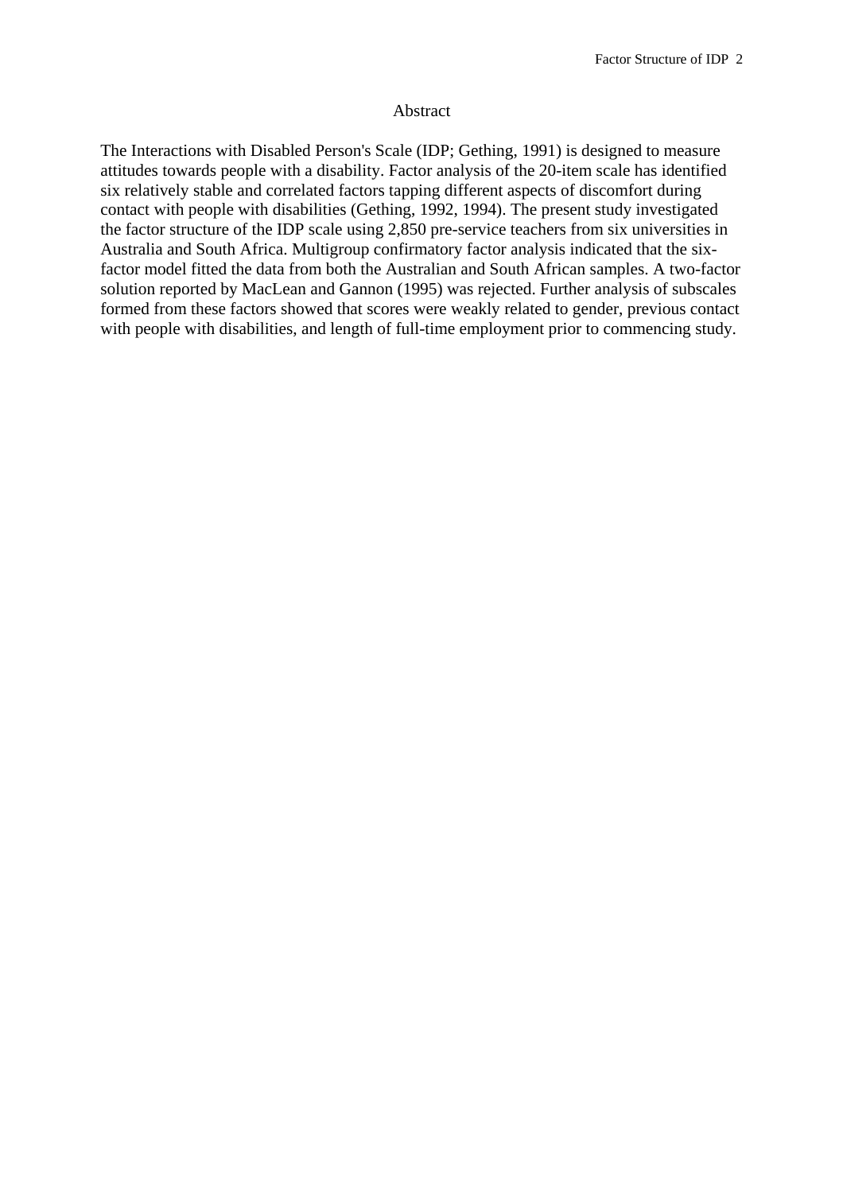## Abstract

The Interactions with Disabled Person's Scale (IDP; Gething, 1991) is designed to measure attitudes towards people with a disability. Factor analysis of the 20-item scale has identified six relatively stable and correlated factors tapping different aspects of discomfort during contact with people with disabilities (Gething, 1992, 1994). The present study investigated the factor structure of the IDP scale using 2,850 pre-service teachers from six universities in Australia and South Africa. Multigroup confirmatory factor analysis indicated that the six-factor model fitted the data from both the Australian and South African samples. A two-factor solution reported by MacLean and Gannon (1995) was rejected. Further analysis of subscales formed from these factors showed that scores were weakly related to gender, previous contact with people with disabilities, and length of full-time employment prior to commencing study.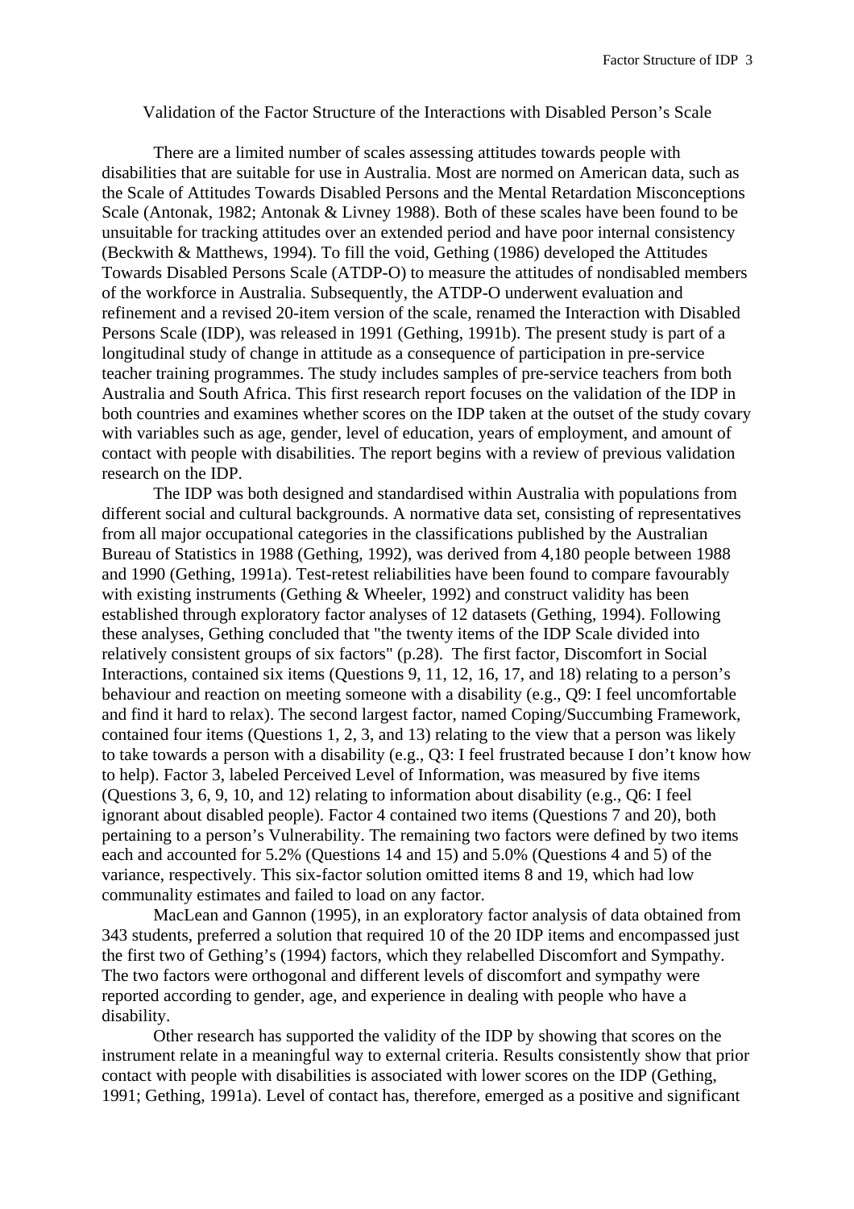# Validation of the Factor Structure of the Interactions with Disabled Person's Scale

There are a limited number of scales assessing attitudes towards people with disabilities that are suitable for use in Australia. Most are normed on American data, such as the Scale of Attitudes Towards Disabled Persons and the Mental Retardation Misconceptions Scale (Antonak, 1982; Antonak & Livney 1988). Both of these scales have been found to be unsuitable for tracking attitudes over an extended period and have poor internal consistency (Beckwith & Matthews, 1994). To fill the void, Gething (1986) developed the Attitudes Towards Disabled Persons Scale (ATDP-O) to measure the attitudes of nondisabled members of the workforce in Australia. Subsequently, the ATDP-O underwent evaluation and refinement and a revised 20-item version of the scale, renamed the Interaction with Disabled Persons Scale (IDP), was released in 1991 (Gething, 1991b). The present study is part of a longitudinal study of change in attitude as a consequence of participation in pre-service teacher training programmes. The study includes samples of pre-service teachers from both Australia and South Africa. This first research report focuses on the validation of the IDP in both countries and examines whether scores on the IDP taken at the outset of the study covary with variables such as age, gender, level of education, years of employment, and amount of contact with people with disabilities. The report begins with a review of previous validation research on the IDP.

The IDP was both designed and standardised within Australia with populations from different social and cultural backgrounds. A normative data set, consisting of representatives from all major occupational categories in the classifications published by the Australian Bureau of Statistics in 1988 (Gething, 1992), was derived from 4,180 people between 1988 and 1990 (Gething, 1991a). Test-retest reliabilities have been found to compare favourably with existing instruments (Gething & Wheeler, 1992) and construct validity has been established through exploratory factor analyses of 12 datasets (Gething, 1994). Following these analyses, Gething concluded that "the twenty items of the IDP Scale divided into relatively consistent groups of six factors" (p.28). The first factor, Discomfort in Social Interactions, contained six items (Questions 9, 11, 12, 16, 17, and 18) relating to a person's behaviour and reaction on meeting someone with a disability (e.g., Q9: I feel uncomfortable and find it hard to relax). The second largest factor, named Coping/Succumbing Framework, contained four items (Questions 1, 2, 3, and 13) relating to the view that a person was likely to take towards a person with a disability (e.g., Q3: I feel frustrated because I don't know how to help). Factor 3, labeled Perceived Level of Information, was measured by five items (Questions 3, 6, 9, 10, and 12) relating to information about disability (e.g., Q6: I feel ignorant about disabled people). Factor 4 contained two items (Questions 7 and 20), both pertaining to a person's Vulnerability. The remaining two factors were defined by two items each and accounted for 5.2% (Questions 14 and 15) and 5.0% (Questions 4 and 5) of the variance, respectively. This six-factor solution omitted items 8 and 19, which had low communality estimates and failed to load on any factor.

MacLean and Gannon (1995), in an exploratory factor analysis of data obtained from 343 students, preferred a solution that required 10 of the 20 IDP items and encompassed just the first two of Gething's (1994) factors, which they relabelled Discomfort and Sympathy. The two factors were orthogonal and different levels of discomfort and sympathy were reported according to gender, age, and experience in dealing with people who have a disability.

Other research has supported the validity of the IDP by showing that scores on the instrument relate in a meaningful way to external criteria. Results consistently show that prior contact with people with disabilities is associated with lower scores on the IDP (Gething, 1991; Gething, 1991a). Level of contact has, therefore, emerged as a positive and significant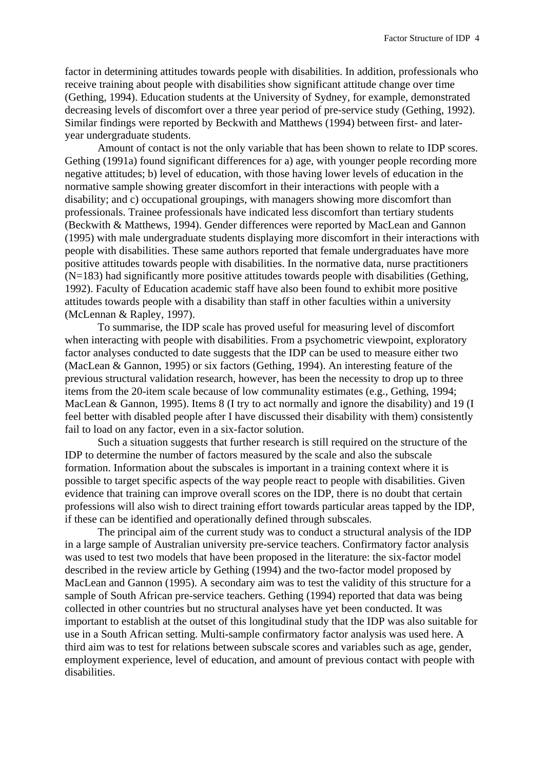factor in determining attitudes towards people with disabilities. In addition, professionals who receive training about people with disabilities show significant attitude change over time (Gething, 1994). Education students at the University of Sydney, for example, demonstrated decreasing levels of discomfort over a three year period of pre-service study (Gething, 1992). Similar findings were reported by Beckwith and Matthews (1994) between first- and later-year undergraduate students.

Amount of contact is not the only variable that has been shown to relate to IDP scores. Gething (1991a) found significant differences for a) age, with younger people recording more negative attitudes; b) level of education, with those having lower levels of education in the normative sample showing greater discomfort in their interactions with people with a disability; and c) occupational groupings, with managers showing more discomfort than professionals. Trainee professionals have indicated less discomfort than tertiary students (Beckwith & Matthews, 1994). Gender differences were reported by MacLean and Gannon (1995) with male undergraduate students displaying more discomfort in their interactions with people with disabilities. These same authors reported that female undergraduates have more positive attitudes towards people with disabilities. In the normative data, nurse practitioners (N=183) had significantly more positive attitudes towards people with disabilities (Gething, 1992). Faculty of Education academic staff have also been found to exhibit more positive attitudes towards people with a disability than staff in other faculties within a university (McLennan & Rapley, 1997).

To summarise, the IDP scale has proved useful for measuring level of discomfort when interacting with people with disabilities. From a psychometric viewpoint, exploratory factor analyses conducted to date suggests that the IDP can be used to measure either two (MacLean & Gannon, 1995) or six factors (Gething, 1994). An interesting feature of the previous structural validation research, however, has been the necessity to drop up to three items from the 20-item scale because of low communality estimates (e.g., Gething, 1994; MacLean & Gannon, 1995). Items 8 (I try to act normally and ignore the disability) and 19 (I feel better with disabled people after I have discussed their disability with them) consistently fail to load on any factor, even in a six-factor solution.

Such a situation suggests that further research is still required on the structure of the IDP to determine the number of factors measured by the scale and also the subscale formation. Information about the subscales is important in a training context where it is possible to target specific aspects of the way people react to people with disabilities. Given evidence that training can improve overall scores on the IDP, there is no doubt that certain professions will also wish to direct training effort towards particular areas tapped by the IDP, if these can be identified and operationally defined through subscales.

The principal aim of the current study was to conduct a structural analysis of the IDP in a large sample of Australian university pre-service teachers. Confirmatory factor analysis was used to test two models that have been proposed in the literature: the six-factor model described in the review article by Gething (1994) and the two-factor model proposed by MacLean and Gannon (1995). A secondary aim was to test the validity of this structure for a sample of South African pre-service teachers. Gething (1994) reported that data was being collected in other countries but no structural analyses have yet been conducted. It was important to establish at the outset of this longitudinal study that the IDP was also suitable for use in a South African setting. Multi-sample confirmatory factor analysis was used here. A third aim was to test for relations between subscale scores and variables such as age, gender, employment experience, level of education, and amount of previous contact with people with disabilities.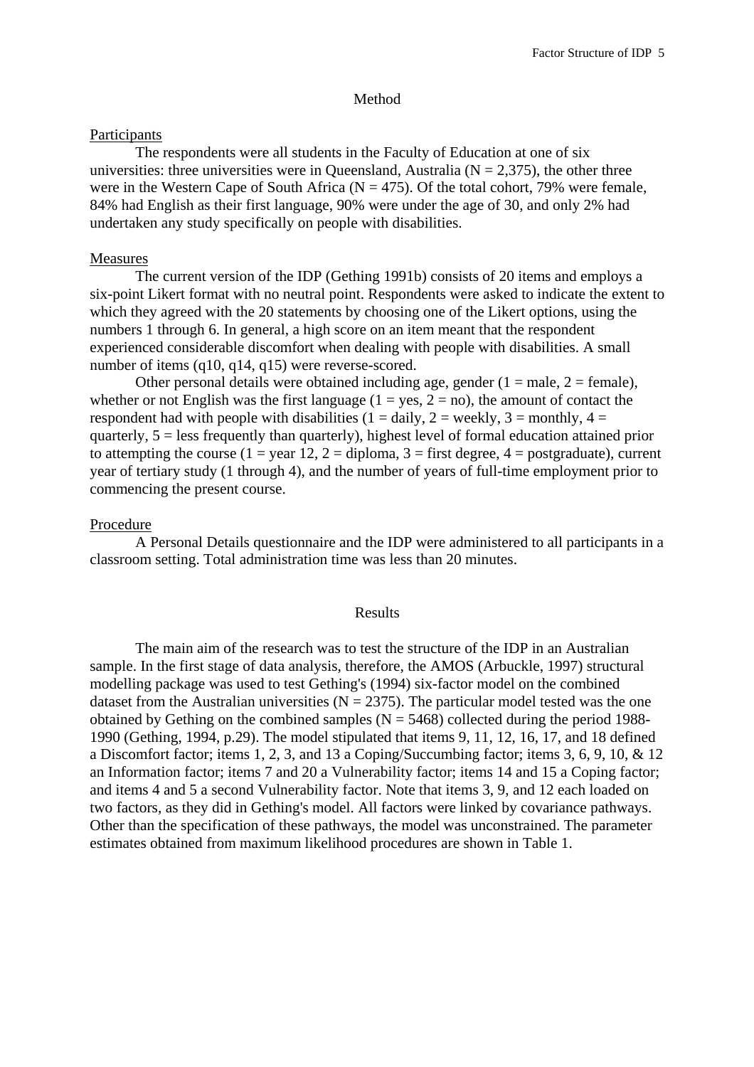## Method

### Participants

The respondents were all students in the Faculty of Education at one of six universities: three universities were in Queensland, Australia (N = 2,375), the other three were in the Western Cape of South Africa (N = 475). Of the total cohort, 79% were female, 84% had English as their first language, 90% were under the age of 30, and only 2% had undertaken any study specifically on people with disabilities.

### Measures

The current version of the IDP (Gething 1991b) consists of 20 items and employs a six-point Likert format with no neutral point. Respondents were asked to indicate the extent to which they agreed with the 20 statements by choosing one of the Likert options, using the numbers 1 through 6. In general, a high score on an item meant that the respondent experienced considerable discomfort when dealing with people with disabilities. A small number of items (q10, q14, q15) were reverse-scored.

Other personal details were obtained including age, gender (1 = male, 2 = female), whether or not English was the first language (1 = yes, 2 = no), the amount of contact the respondent had with people with disabilities (1 = daily, 2 = weekly, 3 = monthly, 4 = quarterly, 5 = less frequently than quarterly), highest level of formal education attained prior to attempting the course (1 = year 12, 2 = diploma, 3 = first degree, 4 = postgraduate), current year of tertiary study (1 through 4), and the number of years of full-time employment prior to commencing the present course.

### Procedure

A Personal Details questionnaire and the IDP were administered to all participants in a classroom setting. Total administration time was less than 20 minutes.

## Results

The main aim of the research was to test the structure of the IDP in an Australian sample. In the first stage of data analysis, therefore, the AMOS (Arbuckle, 1997) structural modelling package was used to test Gething's (1994) six-factor model on the combined dataset from the Australian universities (N = 2375). The particular model tested was the one obtained by Gething on the combined samples (N = 5468) collected during the period 1988-1990 (Gething, 1994, p.29). The model stipulated that items 9, 11, 12, 16, 17, and 18 defined a Discomfort factor; items 1, 2, 3, and 13 a Coping/Succumbing factor; items 3, 6, 9, 10, & 12 an Information factor; items 7 and 20 a Vulnerability factor; items 14 and 15 a Coping factor; and items 4 and 5 a second Vulnerability factor. Note that items 3, 9, and 12 each loaded on two factors, as they did in Gething's model. All factors were linked by covariance pathways. Other than the specification of these pathways, the model was unconstrained. The parameter estimates obtained from maximum likelihood procedures are shown in Table 1.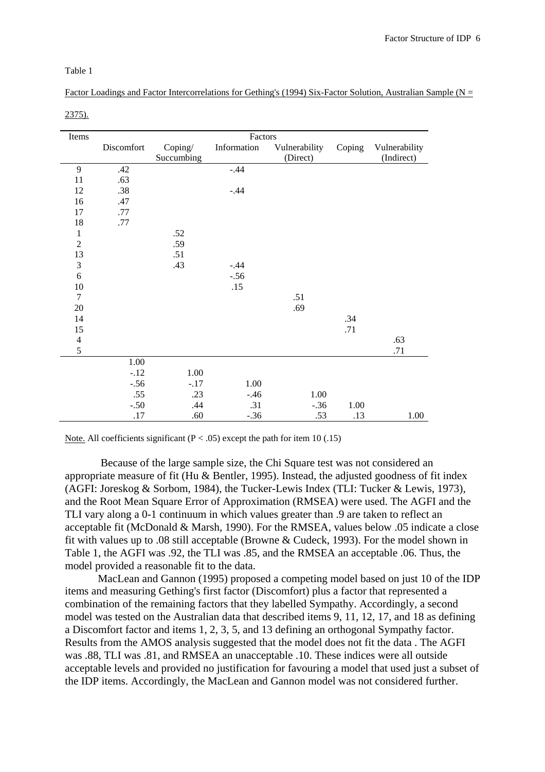Table 1

Factor Loadings and Factor Intercorrelations for Gething's (1994) Six-Factor Solution, Australian Sample (N = 2375).

| Items | Factors | | | | | |
|---|---|---|---|---|---|---|
| | Discomfort | Coping/ Succumbing | Information | Vulnerability (Direct) | Coping | Vulnerability (Indirect) |
| 9 | .42 | | -.44 | | | |
| 11 | .63 | | | | | |
| 12 | .38 | | -.44 | | | |
| 16 | .47 | | | | | |
| 17 | .77 | | | | | |
| 18 | .77 | | | | | |
| 1 | | .52 | | | | |
| 2 | | .59 | | | | |
| 13 | | .51 | | | | |
| 3 | | .43 | -.44 | | | |
| 6 | | | -.56 | | | |
| 10 | | | .15 | | | |
| 7 | | | | .51 | | |
| 20 | | | | .69 | | |
| 14 | | | | | .34 | |
| 15 | | | | | .71 | |
| 4 | | | | | | .63 |
| 5 | | | | | | .71 |
| | 1.00 | | | | | |
| | -.12 | 1.00 | | | | |
| | -.56 | -.17 | 1.00 | | | |
| | .55 | .23 | -.46 | 1.00 | | |
| | -.50 | .44 | .31 | -.36 | 1.00 | |
| | .17 | .60 | -.36 | .53 | .13 | 1.00 |

Note. All coefficients significant ($P < .05$) except the path for item 10 (.15)

Because of the large sample size, the Chi Square test was not considered an appropriate measure of fit (Hu & Bentler, 1995). Instead, the adjusted goodness of fit index (AGFI: Joreskog & Sorbom, 1984), the Tucker-Lewis Index (TLI: Tucker & Lewis, 1973), and the Root Mean Square Error of Approximation (RMSEA) were used. The AGFI and the TLI vary along a 0-1 continuum in which values greater than .9 are taken to reflect an acceptable fit (McDonald & Marsh, 1990). For the RMSEA, values below .05 indicate a close fit with values up to .08 still acceptable (Browne & Cudeck, 1993). For the model shown in Table 1, the AGFI was .92, the TLI was .85, and the RMSEA an acceptable .06. Thus, the model provided a reasonable fit to the data.

MacLean and Gannon (1995) proposed a competing model based on just 10 of the IDP items and measuring Gething's first factor (Discomfort) plus a factor that represented a combination of the remaining factors that they labelled Sympathy. Accordingly, a second model was tested on the Australian data that described items 9, 11, 12, 17, and 18 as defining a Discomfort factor and items 1, 2, 3, 5, and 13 defining an orthogonal Sympathy factor. Results from the AMOS analysis suggested that the model does not fit the data . The AGFI was .88, TLI was .81, and RMSEA an unacceptable .10. These indices were all outside acceptable levels and provided no justification for favouring a model that used just a subset of the IDP items. Accordingly, the MacLean and Gannon model was not considered further.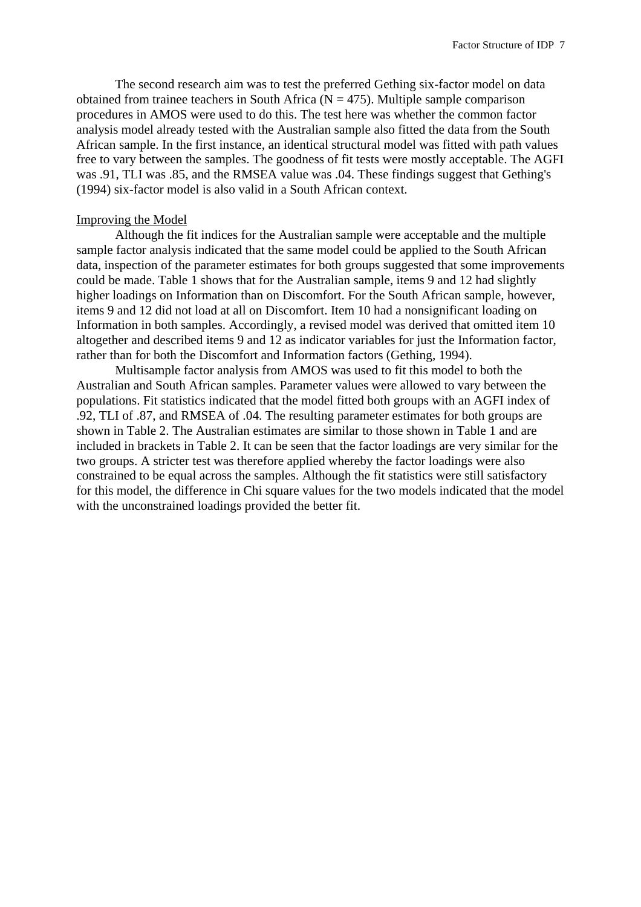The second research aim was to test the preferred Gething six-factor model on data obtained from trainee teachers in South Africa (N = 475). Multiple sample comparison procedures in AMOS were used to do this. The test here was whether the common factor analysis model already tested with the Australian sample also fitted the data from the South African sample. In the first instance, an identical structural model was fitted with path values free to vary between the samples. The goodness of fit tests were mostly acceptable. The AGFI was .91, TLI was .85, and the RMSEA value was .04. These findings suggest that Gething's (1994) six-factor model is also valid in a South African context.

## Improving the Model

Although the fit indices for the Australian sample were acceptable and the multiple sample factor analysis indicated that the same model could be applied to the South African data, inspection of the parameter estimates for both groups suggested that some improvements could be made. Table 1 shows that for the Australian sample, items 9 and 12 had slightly higher loadings on Information than on Discomfort. For the South African sample, however, items 9 and 12 did not load at all on Discomfort. Item 10 had a nonsignificant loading on Information in both samples. Accordingly, a revised model was derived that omitted item 10 altogether and described items 9 and 12 as indicator variables for just the Information factor, rather than for both the Discomfort and Information factors (Gething, 1994).

Multisample factor analysis from AMOS was used to fit this model to both the Australian and South African samples. Parameter values were allowed to vary between the populations. Fit statistics indicated that the model fitted both groups with an AGFI index of .92, TLI of .87, and RMSEA of .04. The resulting parameter estimates for both groups are shown in Table 2. The Australian estimates are similar to those shown in Table 1 and are included in brackets in Table 2. It can be seen that the factor loadings are very similar for the two groups. A stricter test was therefore applied whereby the factor loadings were also constrained to be equal across the samples. Although the fit statistics were still satisfactory for this model, the difference in Chi square values for the two models indicated that the model with the unconstrained loadings provided the better fit.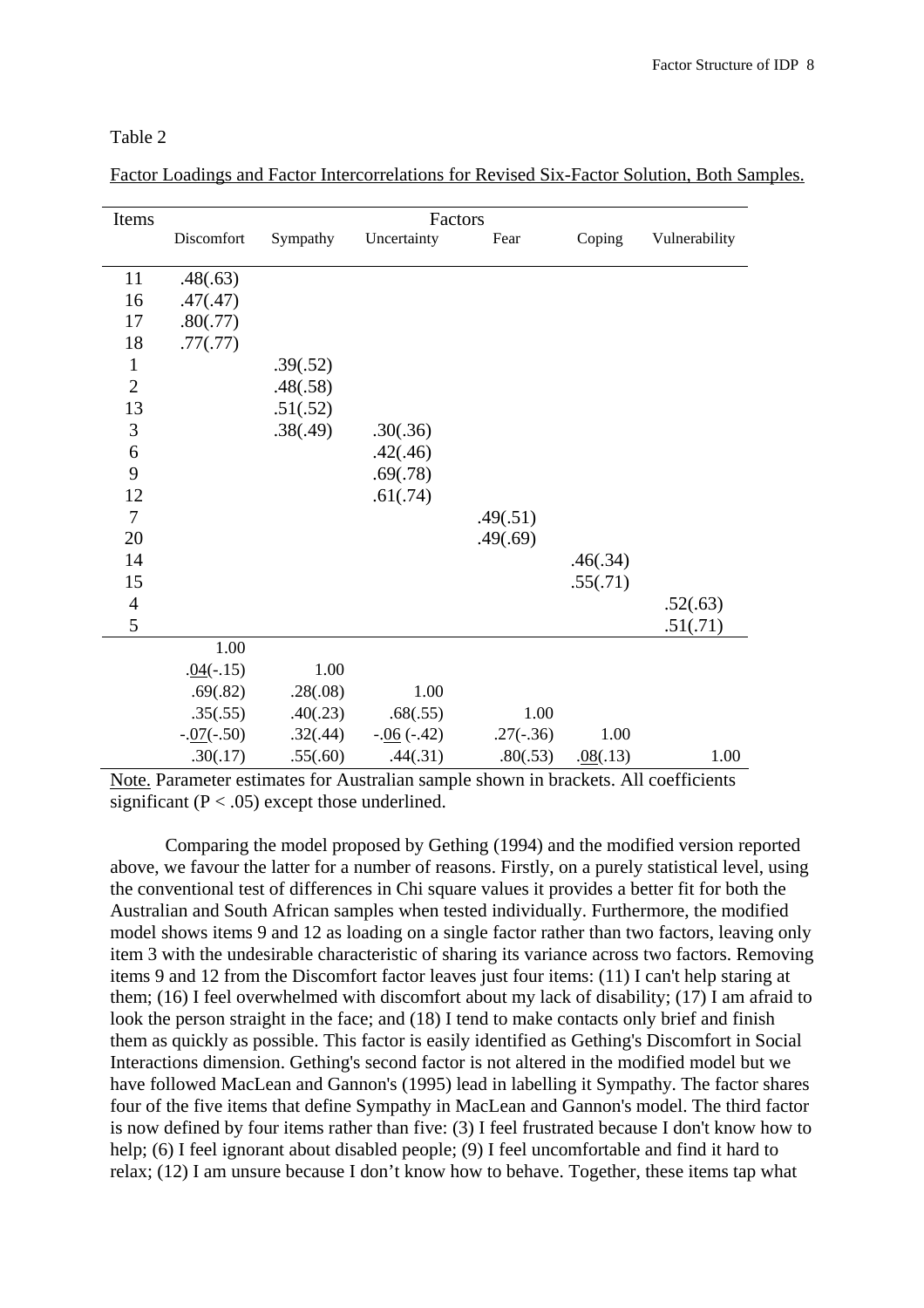Table 2

Factor Loadings and Factor Intercorrelations for Revised Six-Factor Solution, Both Samples.

| Items | Discomfort | Sympathy | Uncertainty | Fear | Coping | Vulnerability |
|---|---|---|---|---|---|---|
| 11 | .48(.63) | | | | | |
| 16 | .47(.47) | | | | | |
| 17 | .80(.77) | | | | | |
| 18 | .77(.77) | | | | | |
| 1 | | .39(.52) | | | | |
| 2 | | .48(.58) | | | | |
| 13 | | .51(.52) | | | | |
| 3 | | .38(.49) | .30(.36) | | | |
| 6 | | | .42(.46) | | | |
| 9 | | | .69(.78) | | | |
| 12 | | | .61(.74) | | | |
| 7 | | | | .49(.51) | | |
| 20 | | | | .49(.69) | | |
| 14 | | | | | .46(.34) | |
| 15 | | | | | .55(.71) | |
| 4 | | | | | | .52(.63) |
| 5 | | | | | | .51(.71) |
| | 1.00 | | | | | |
| | .<u>04</u>(-.15) | 1.00 | | | | |
| | .69(.82) | .28(.08) | 1.00 | | | |
| | .35(.55) | .40(.23) | .68(.55) | 1.00 | | |
| | -.<u>07</u>(-.50) | .32(.44) | -.<u>06</u> (-.42) | .27(-.36) | 1.00 | |
| | .30(.17) | .55(.60) | .44(.31) | .80(.53) | .<u>08</u>(.13) | 1.00 |

Note. Parameter estimates for Australian sample shown in brackets. All coefficients significant ($P < .05$) except those underlined.

Comparing the model proposed by Gething (1994) and the modified version reported above, we favour the latter for a number of reasons. Firstly, on a purely statistical level, using the conventional test of differences in Chi square values it provides a better fit for both the Australian and South African samples when tested individually. Furthermore, the modified model shows items 9 and 12 as loading on a single factor rather than two factors, leaving only item 3 with the undesirable characteristic of sharing its variance across two factors. Removing items 9 and 12 from the Discomfort factor leaves just four items: (11) I can't help staring at them; (16) I feel overwhelmed with discomfort about my lack of disability; (17) I am afraid to look the person straight in the face; and (18) I tend to make contacts only brief and finish them as quickly as possible. This factor is easily identified as Gething's Discomfort in Social Interactions dimension. Gething's second factor is not altered in the modified model but we have followed MacLean and Gannon's (1995) lead in labelling it Sympathy. The factor shares four of the five items that define Sympathy in MacLean and Gannon's model. The third factor is now defined by four items rather than five: (3) I feel frustrated because I don't know how to help; (6) I feel ignorant about disabled people; (9) I feel uncomfortable and find it hard to relax; (12) I am unsure because I don’t know how to behave. Together, these items tap what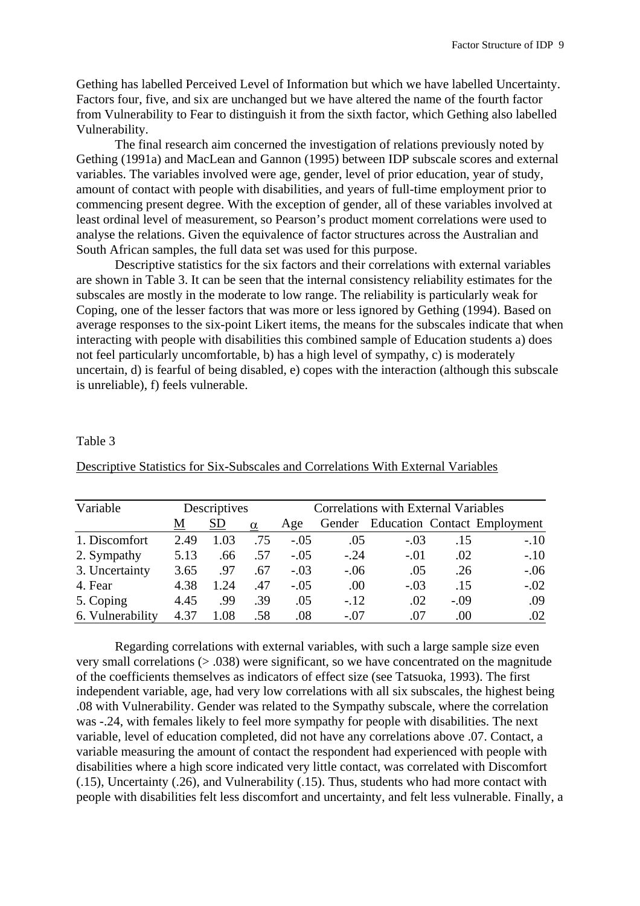Gething has labelled Perceived Level of Information but which we have labelled Uncertainty. Factors four, five, and six are unchanged but we have altered the name of the fourth factor from Vulnerability to Fear to distinguish it from the sixth factor, which Gething also labelled Vulnerability.

The final research aim concerned the investigation of relations previously noted by Gething (1991a) and MacLean and Gannon (1995) between IDP subscale scores and external variables. The variables involved were age, gender, level of prior education, year of study, amount of contact with people with disabilities, and years of full-time employment prior to commencing present degree. With the exception of gender, all of these variables involved at least ordinal level of measurement, so Pearson's product moment correlations were used to analyse the relations. Given the equivalence of factor structures across the Australian and South African samples, the full data set was used for this purpose.

Descriptive statistics for the six factors and their correlations with external variables are shown in Table 3. It can be seen that the internal consistency reliability estimates for the subscales are mostly in the moderate to low range. The reliability is particularly weak for Coping, one of the lesser factors that was more or less ignored by Gething (1994). Based on average responses to the six-point Likert items, the means for the subscales indicate that when interacting with people with disabilities this combined sample of Education students a) does not feel particularly uncomfortable, b) has a high level of sympathy, c) is moderately uncertain, d) is fearful of being disabled, e) copes with the interaction (although this subscale is unreliable), f) feels vulnerable.

Table 3

Descriptive Statistics for Six-Subscales and Correlations With External Variables

| Variable | Descriptives | | | Correlations with External Variables | | | | |
|---|---|---|---|---|---|---|---|---|
| | M | SD | α | Age | Gender | Education | Contact | Employment |
| 1. Discomfort | 2.49 | 1.03 | .75 | -.05 | .05 | -.03 | .15 | -.10 |
| 2. Sympathy | 5.13 | .66 | .57 | -.05 | -.24 | -.01 | .02 | -.10 |
| 3. Uncertainty | 3.65 | .97 | .67 | -.03 | -.06 | .05 | .26 | -.06 |
| 4. Fear | 4.38 | 1.24 | .47 | -.05 | .00 | -.03 | .15 | -.02 |
| 5. Coping | 4.45 | .99 | .39 | .05 | -.12 | .02 | -.09 | .09 |
| 6. Vulnerability | 4.37 | 1.08 | .58 | .08 | -.07 | .07 | .00 | .02 |

Regarding correlations with external variables, with such a large sample size even very small correlations (> .038) were significant, so we have concentrated on the magnitude of the coefficients themselves as indicators of effect size (see Tatsuoka, 1993). The first independent variable, age, had very low correlations with all six subscales, the highest being .08 with Vulnerability. Gender was related to the Sympathy subscale, where the correlation was -.24, with females likely to feel more sympathy for people with disabilities. The next variable, level of education completed, did not have any correlations above .07. Contact, a variable measuring the amount of contact the respondent had experienced with people with disabilities where a high score indicated very little contact, was correlated with Discomfort (.15), Uncertainty (.26), and Vulnerability (.15). Thus, students who had more contact with people with disabilities felt less discomfort and uncertainty, and felt less vulnerable. Finally, a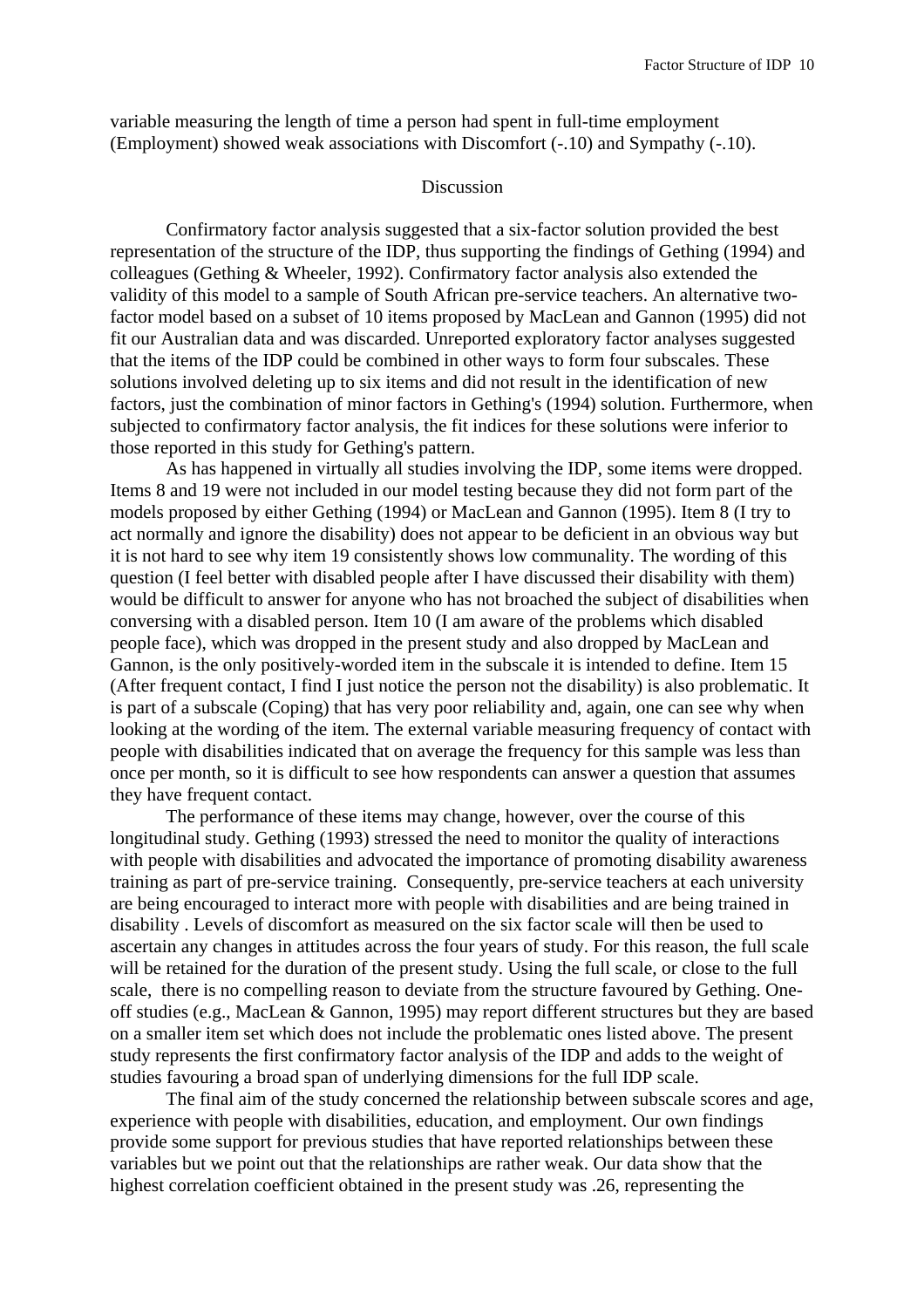variable measuring the length of time a person had spent in full-time employment (Employment) showed weak associations with Discomfort (-.10) and Sympathy (-.10).

## Discussion

Confirmatory factor analysis suggested that a six-factor solution provided the best representation of the structure of the IDP, thus supporting the findings of Gething (1994) and colleagues (Gething & Wheeler, 1992). Confirmatory factor analysis also extended the validity of this model to a sample of South African pre-service teachers. An alternative two-factor model based on a subset of 10 items proposed by MacLean and Gannon (1995) did not fit our Australian data and was discarded. Unreported exploratory factor analyses suggested that the items of the IDP could be combined in other ways to form four subscales. These solutions involved deleting up to six items and did not result in the identification of new factors, just the combination of minor factors in Gething's (1994) solution. Furthermore, when subjected to confirmatory factor analysis, the fit indices for these solutions were inferior to those reported in this study for Gething's pattern.

As has happened in virtually all studies involving the IDP, some items were dropped. Items 8 and 19 were not included in our model testing because they did not form part of the models proposed by either Gething (1994) or MacLean and Gannon (1995). Item 8 (I try to act normally and ignore the disability) does not appear to be deficient in an obvious way but it is not hard to see why item 19 consistently shows low communality. The wording of this question (I feel better with disabled people after I have discussed their disability with them) would be difficult to answer for anyone who has not broached the subject of disabilities when conversing with a disabled person. Item 10 (I am aware of the problems which disabled people face), which was dropped in the present study and also dropped by MacLean and Gannon, is the only positively-worded item in the subscale it is intended to define. Item 15 (After frequent contact, I find I just notice the person not the disability) is also problematic. It is part of a subscale (Coping) that has very poor reliability and, again, one can see why when looking at the wording of the item. The external variable measuring frequency of contact with people with disabilities indicated that on average the frequency for this sample was less than once per month, so it is difficult to see how respondents can answer a question that assumes they have frequent contact.

The performance of these items may change, however, over the course of this longitudinal study. Gething (1993) stressed the need to monitor the quality of interactions with people with disabilities and advocated the importance of promoting disability awareness training as part of pre-service training. Consequently, pre-service teachers at each university are being encouraged to interact more with people with disabilities and are being trained in disability . Levels of discomfort as measured on the six factor scale will then be used to ascertain any changes in attitudes across the four years of study. For this reason, the full scale will be retained for the duration of the present study. Using the full scale, or close to the full scale, there is no compelling reason to deviate from the structure favoured by Gething. One-off studies (e.g., MacLean & Gannon, 1995) may report different structures but they are based on a smaller item set which does not include the problematic ones listed above. The present study represents the first confirmatory factor analysis of the IDP and adds to the weight of studies favouring a broad span of underlying dimensions for the full IDP scale.

The final aim of the study concerned the relationship between subscale scores and age, experience with people with disabilities, education, and employment. Our own findings provide some support for previous studies that have reported relationships between these variables but we point out that the relationships are rather weak. Our data show that the highest correlation coefficient obtained in the present study was .26, representing the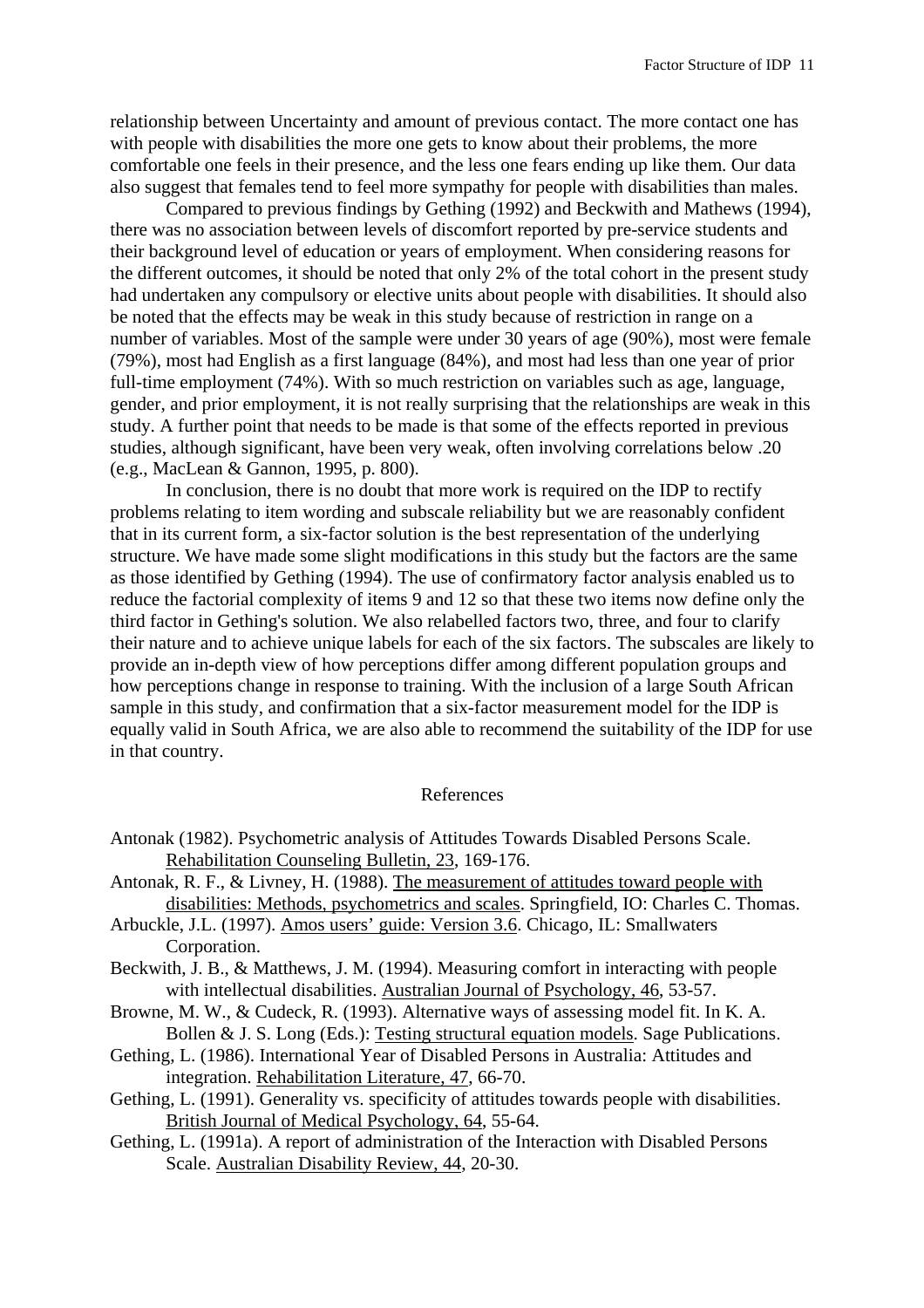relationship between Uncertainty and amount of previous contact. The more contact one has with people with disabilities the more one gets to know about their problems, the more comfortable one feels in their presence, and the less one fears ending up like them. Our data also suggest that females tend to feel more sympathy for people with disabilities than males.

Compared to previous findings by Gething (1992) and Beckwith and Mathews (1994), there was no association between levels of discomfort reported by pre-service students and their background level of education or years of employment. When considering reasons for the different outcomes, it should be noted that only 2% of the total cohort in the present study had undertaken any compulsory or elective units about people with disabilities. It should also be noted that the effects may be weak in this study because of restriction in range on a number of variables. Most of the sample were under 30 years of age (90%), most were female (79%), most had English as a first language (84%), and most had less than one year of prior full-time employment (74%). With so much restriction on variables such as age, language, gender, and prior employment, it is not really surprising that the relationships are weak in this study. A further point that needs to be made is that some of the effects reported in previous studies, although significant, have been very weak, often involving correlations below .20 (e.g., MacLean & Gannon, 1995, p. 800).

In conclusion, there is no doubt that more work is required on the IDP to rectify problems relating to item wording and subscale reliability but we are reasonably confident that in its current form, a six-factor solution is the best representation of the underlying structure. We have made some slight modifications in this study but the factors are the same as those identified by Gething (1994). The use of confirmatory factor analysis enabled us to reduce the factorial complexity of items 9 and 12 so that these two items now define only the third factor in Gething's solution. We also relabelled factors two, three, and four to clarify their nature and to achieve unique labels for each of the six factors. The subscales are likely to provide an in-depth view of how perceptions differ among different population groups and how perceptions change in response to training. With the inclusion of a large South African sample in this study, and confirmation that a six-factor measurement model for the IDP is equally valid in South Africa, we are also able to recommend the suitability of the IDP for use in that country.

## References

Antonak (1982). Psychometric analysis of Attitudes Towards Disabled Persons Scale. Rehabilitation Counseling Bulletin, 23, 169-176.

Antonak, R. F., & Livney, H. (1988). The measurement of attitudes toward people with disabilities: Methods, psychometrics and scales. Springfield, IO: Charles C. Thomas.

Arbuckle, J.L. (1997). Amos users' guide: Version 3.6. Chicago, IL: Smallwaters Corporation.

Beckwith, J. B., & Matthews, J. M. (1994). Measuring comfort in interacting with people with intellectual disabilities. Australian Journal of Psychology, 46, 53-57.

Browne, M. W., & Cudeck, R. (1993). Alternative ways of assessing model fit. In K. A. Bollen & J. S. Long (Eds.): Testing structural equation models. Sage Publications.

Gething, L. (1986). International Year of Disabled Persons in Australia: Attitudes and integration. Rehabilitation Literature, 47, 66-70.

Gething, L. (1991). Generality vs. specificity of attitudes towards people with disabilities. British Journal of Medical Psychology, 64, 55-64.

Gething, L. (1991a). A report of administration of the Interaction with Disabled Persons Scale. Australian Disability Review, 44, 20-30.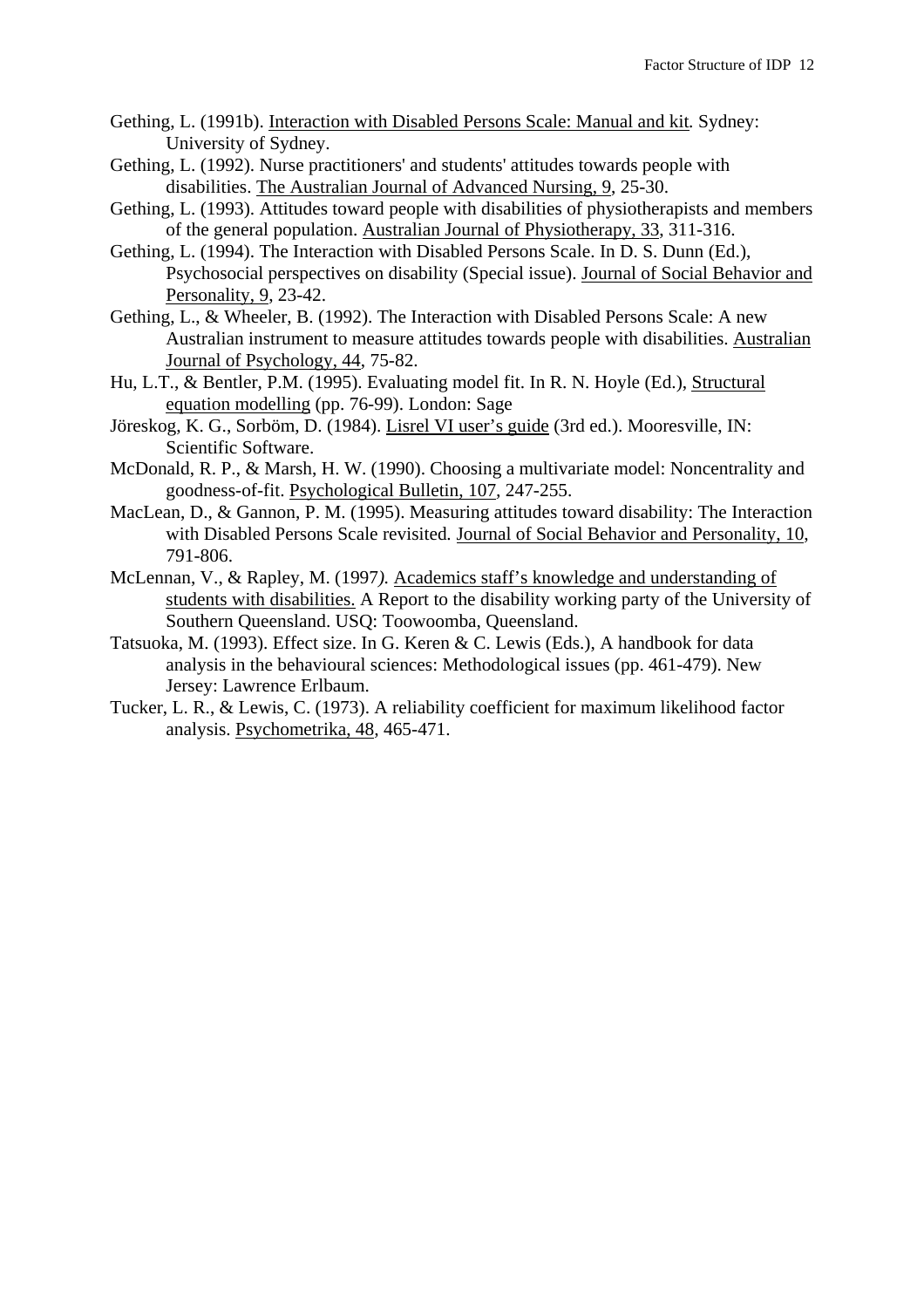Gething, L. (1991b). Interaction with Disabled Persons Scale: Manual and kit. Sydney: University of Sydney.

Gething, L. (1992). Nurse practitioners' and students' attitudes towards people with disabilities. The Australian Journal of Advanced Nursing, 9, 25-30.

Gething, L. (1993). Attitudes toward people with disabilities of physiotherapists and members of the general population. Australian Journal of Physiotherapy, 33, 311-316.

Gething, L. (1994). The Interaction with Disabled Persons Scale. In D. S. Dunn (Ed.), Psychosocial perspectives on disability (Special issue). Journal of Social Behavior and Personality, 9, 23-42.

Gething, L., & Wheeler, B. (1992). The Interaction with Disabled Persons Scale: A new Australian instrument to measure attitudes towards people with disabilities. Australian Journal of Psychology, 44, 75-82.

Hu, L.T., & Bentler, P.M. (1995). Evaluating model fit. In R. N. Hoyle (Ed.), Structural equation modelling (pp. 76-99). London: Sage

Jöreskog, K. G., Sorböm, D. (1984). Lisrel VI user's guide (3rd ed.). Mooresville, IN: Scientific Software.

McDonald, R. P., & Marsh, H. W. (1990). Choosing a multivariate model: Noncentrality and goodness-of-fit. Psychological Bulletin, 107, 247-255.

MacLean, D., & Gannon, P. M. (1995). Measuring attitudes toward disability: The Interaction with Disabled Persons Scale revisited. Journal of Social Behavior and Personality, 10, 791-806.

McLennan, V., & Rapley, M. (1997). Academics staff's knowledge and understanding of students with disabilities. A Report to the disability working party of the University of Southern Queensland. USQ: Toowoomba, Queensland.

Tatsuoka, M. (1993). Effect size. In G. Keren & C. Lewis (Eds.), A handbook for data analysis in the behavioural sciences: Methodological issues (pp. 461-479). New Jersey: Lawrence Erlbaum.

Tucker, L. R., & Lewis, C. (1973). A reliability coefficient for maximum likelihood factor analysis. Psychometrika, 48, 465-471.